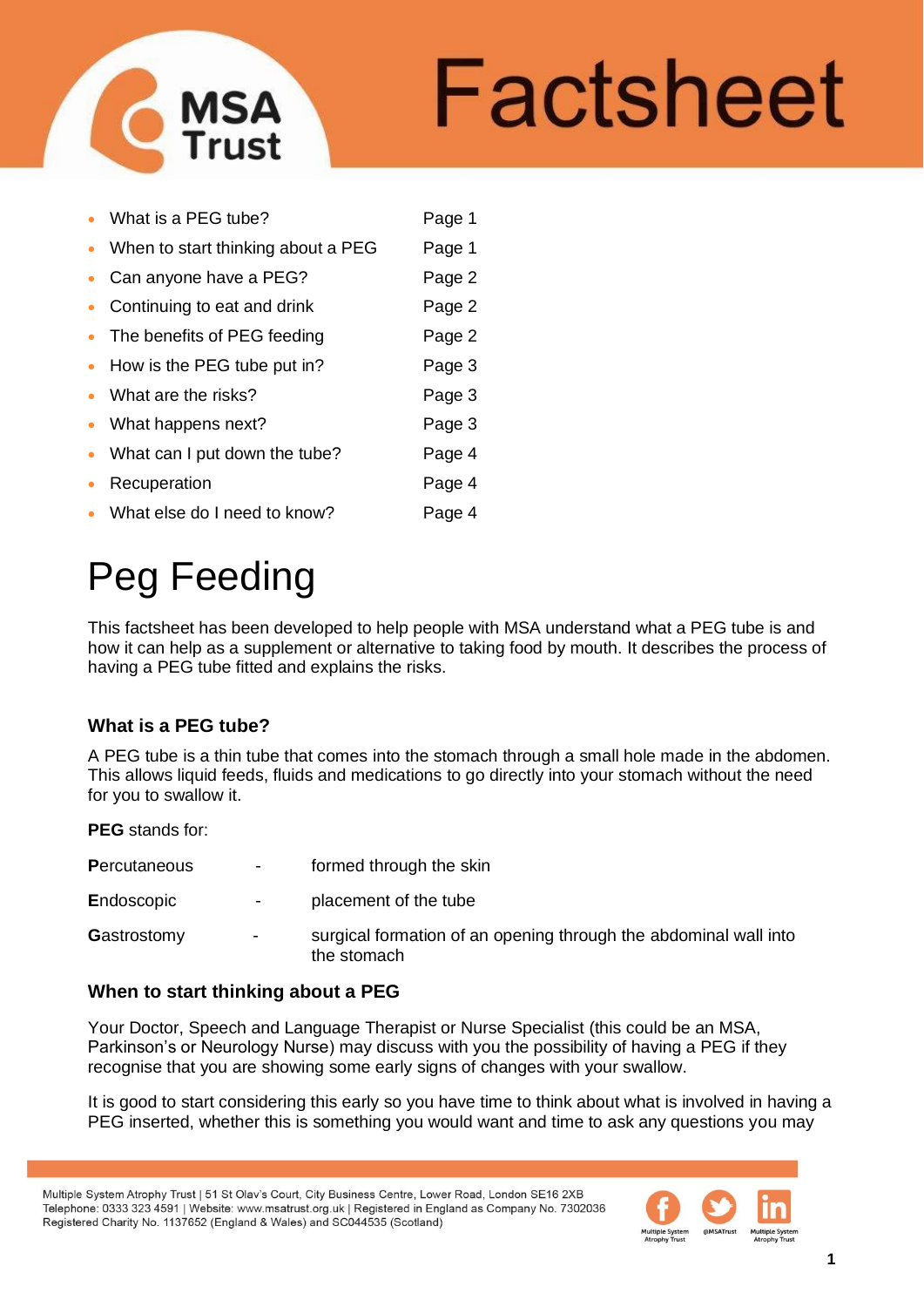# Factsheet

- What is a PEG tube? Page 1
- When to start thinking about a PEG Page 1
- Can anyone have a PEG? Page 2
- Continuing to eat and drink Page 2
- The benefits of PEG feeding Page 2
- How is the PEG tube put in? Page 3
- What are the risks? Page 3
- What happens next? Page 3
- What can I put down the tube? Page 4
- Recuperation Page 4
- What else do I need to know? Page 4

# Peg Feeding

This factsheet has been developed to help people with MSA understand what a PEG tube is and how it can help as a supplement or alternative to taking food by mouth. It describes the process of having a PEG tube fitted and explains the risks.

### What is a PEG tube?

A PEG tube is a thin tube that comes into the stomach through a small hole made in the abdomen. This allows liquid feeds, fluids and medications to go directly into your stomach without the need for you to swallow it.

**PEG** stands for:

| | | |
|---|---|---|
| **P**ercutaneous | - | formed through the skin |
| **E**ndoscopic | - | placement of the tube |
| **G**astrostomy | - | surgical formation of an opening through the abdominal wall into the stomach |

### When to start thinking about a PEG

Your Doctor, Speech and Language Therapist or Nurse Specialist (this could be an MSA, Parkinson's or Neurology Nurse) may discuss with you the possibility of having a PEG if they recognise that you are showing some early signs of changes with your swallow.

It is good to start considering this early so you have time to think about what is involved in having a PEG inserted, whether this is something you would want and time to ask any questions you may

Multiple System Atrophy Trust | 51 St Olav's Court, City Business Centre, Lower Road, London SE16 2XB
Telephone: 0333 323 4591 | Website: www.msatrust.org.uk | Registered in England as Company No. 7302036
Registered Charity No. 1137652 (England & Wales) and SC044535 (Scotland)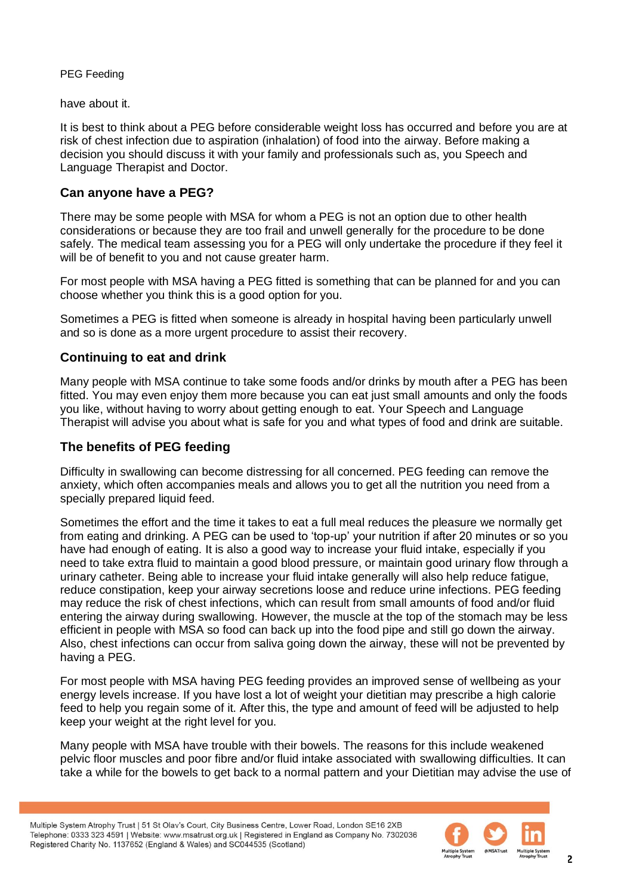have about it.

It is best to think about a PEG before considerable weight loss has occurred and before you are at risk of chest infection due to aspiration (inhalation) of food into the airway. Before making a decision you should discuss it with your family and professionals such as, you Speech and Language Therapist and Doctor.

## Can anyone have a PEG?

There may be some people with MSA for whom a PEG is not an option due to other health considerations or because they are too frail and unwell generally for the procedure to be done safely. The medical team assessing you for a PEG will only undertake the procedure if they feel it will be of benefit to you and not cause greater harm.

For most people with MSA having a PEG fitted is something that can be planned for and you can choose whether you think this is a good option for you.

Sometimes a PEG is fitted when someone is already in hospital having been particularly unwell and so is done as a more urgent procedure to assist their recovery.

## Continuing to eat and drink

Many people with MSA continue to take some foods and/or drinks by mouth after a PEG has been fitted. You may even enjoy them more because you can eat just small amounts and only the foods you like, without having to worry about getting enough to eat. Your Speech and Language Therapist will advise you about what is safe for you and what types of food and drink are suitable.

## The benefits of PEG feeding

Difficulty in swallowing can become distressing for all concerned. PEG feeding can remove the anxiety, which often accompanies meals and allows you to get all the nutrition you need from a specially prepared liquid feed.

Sometimes the effort and the time it takes to eat a full meal reduces the pleasure we normally get from eating and drinking. A PEG can be used to 'top-up' your nutrition if after 20 minutes or so you have had enough of eating. It is also a good way to increase your fluid intake, especially if you need to take extra fluid to maintain a good blood pressure, or maintain good urinary flow through a urinary catheter. Being able to increase your fluid intake generally will also help reduce fatigue, reduce constipation, keep your airway secretions loose and reduce urine infections. PEG feeding may reduce the risk of chest infections, which can result from small amounts of food and/or fluid entering the airway during swallowing. However, the muscle at the top of the stomach may be less efficient in people with MSA so food can back up into the food pipe and still go down the airway. Also, chest infections can occur from saliva going down the airway, these will not be prevented by having a PEG.

For most people with MSA having PEG feeding provides an improved sense of wellbeing as your energy levels increase. If you have lost a lot of weight your dietitian may prescribe a high calorie feed to help you regain some of it. After this, the type and amount of feed will be adjusted to help keep your weight at the right level for you.

Many people with MSA have trouble with their bowels. The reasons for this include weakened pelvic floor muscles and poor fibre and/or fluid intake associated with swallowing difficulties. It can take a while for the bowels to get back to a normal pattern and your Dietitian may advise the use of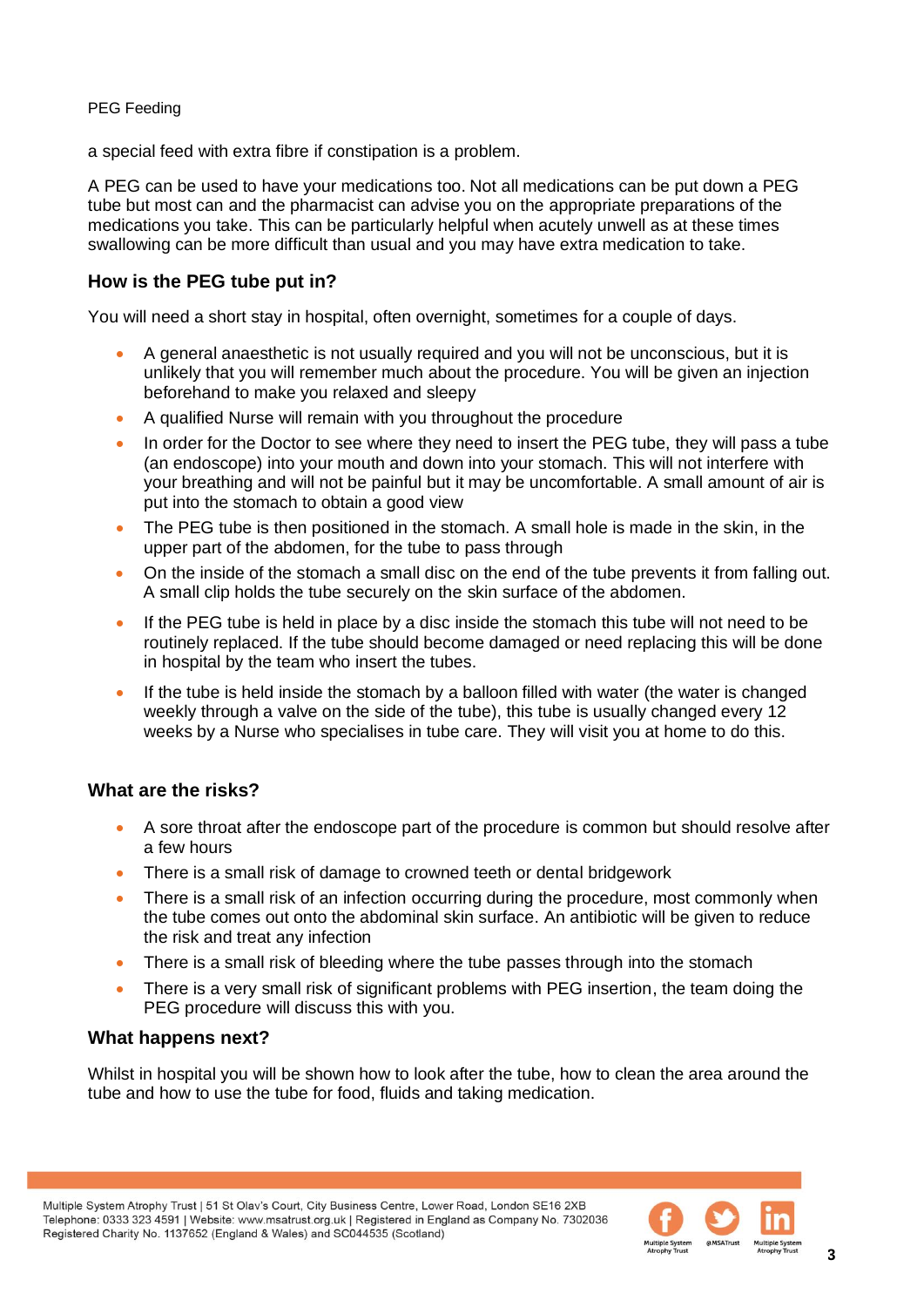a special feed with extra fibre if constipation is a problem.

A PEG can be used to have your medications too. Not all medications can be put down a PEG tube but most can and the pharmacist can advise you on the appropriate preparations of the medications you take. This can be particularly helpful when acutely unwell as at these times swallowing can be more difficult than usual and you may have extra medication to take.

## How is the PEG tube put in?

You will need a short stay in hospital, often overnight, sometimes for a couple of days.

- A general anaesthetic is not usually required and you will not be unconscious, but it is unlikely that you will remember much about the procedure. You will be given an injection beforehand to make you relaxed and sleepy
- A qualified Nurse will remain with you throughout the procedure
- In order for the Doctor to see where they need to insert the PEG tube, they will pass a tube (an endoscope) into your mouth and down into your stomach. This will not interfere with your breathing and will not be painful but it may be uncomfortable. A small amount of air is put into the stomach to obtain a good view
- The PEG tube is then positioned in the stomach. A small hole is made in the skin, in the upper part of the abdomen, for the tube to pass through
- On the inside of the stomach a small disc on the end of the tube prevents it from falling out. A small clip holds the tube securely on the skin surface of the abdomen.
- If the PEG tube is held in place by a disc inside the stomach this tube will not need to be routinely replaced. If the tube should become damaged or need replacing this will be done in hospital by the team who insert the tubes.
- If the tube is held inside the stomach by a balloon filled with water (the water is changed weekly through a valve on the side of the tube), this tube is usually changed every 12 weeks by a Nurse who specialises in tube care. They will visit you at home to do this.

## What are the risks?

- A sore throat after the endoscope part of the procedure is common but should resolve after a few hours
- There is a small risk of damage to crowned teeth or dental bridgework
- There is a small risk of an infection occurring during the procedure, most commonly when the tube comes out onto the abdominal skin surface. An antibiotic will be given to reduce the risk and treat any infection
- There is a small risk of bleeding where the tube passes through into the stomach
- There is a very small risk of significant problems with PEG insertion, the team doing the PEG procedure will discuss this with you.

## What happens next?

Whilst in hospital you will be shown how to look after the tube, how to clean the area around the tube and how to use the tube for food, fluids and taking medication.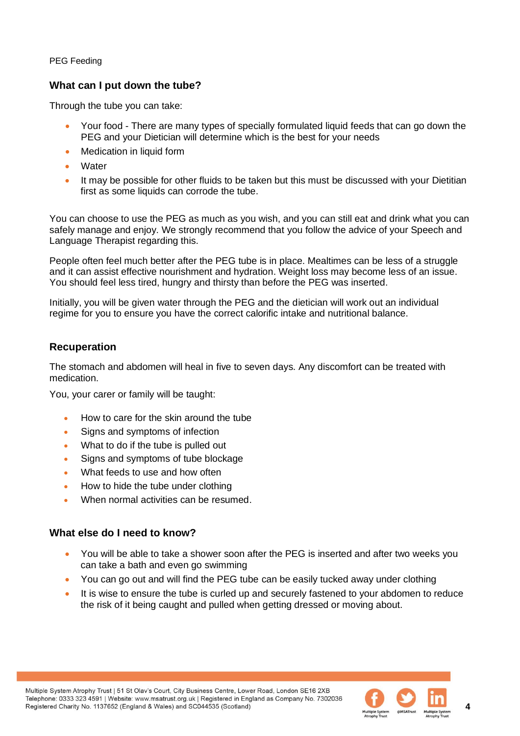## What can I put down the tube?

Through the tube you can take:

- Your food - There are many types of specially formulated liquid feeds that can go down the PEG and your Dietician will determine which is the best for your needs
- Medication in liquid form
- Water
- It may be possible for other fluids to be taken but this must be discussed with your Dietitian first as some liquids can corrode the tube.

You can choose to use the PEG as much as you wish, and you can still eat and drink what you can safely manage and enjoy. We strongly recommend that you follow the advice of your Speech and Language Therapist regarding this.

People often feel much better after the PEG tube is in place. Mealtimes can be less of a struggle and it can assist effective nourishment and hydration. Weight loss may become less of an issue. You should feel less tired, hungry and thirsty than before the PEG was inserted.

Initially, you will be given water through the PEG and the dietician will work out an individual regime for you to ensure you have the correct calorific intake and nutritional balance.

## Recuperation

The stomach and abdomen will heal in five to seven days. Any discomfort can be treated with medication.

You, your carer or family will be taught:

- How to care for the skin around the tube
- Signs and symptoms of infection
- What to do if the tube is pulled out
- Signs and symptoms of tube blockage
- What feeds to use and how often
- How to hide the tube under clothing
- When normal activities can be resumed.

## What else do I need to know?

- You will be able to take a shower soon after the PEG is inserted and after two weeks you can take a bath and even go swimming
- You can go out and will find the PEG tube can be easily tucked away under clothing
- It is wise to ensure the tube is curled up and securely fastened to your abdomen to reduce the risk of it being caught and pulled when getting dressed or moving about.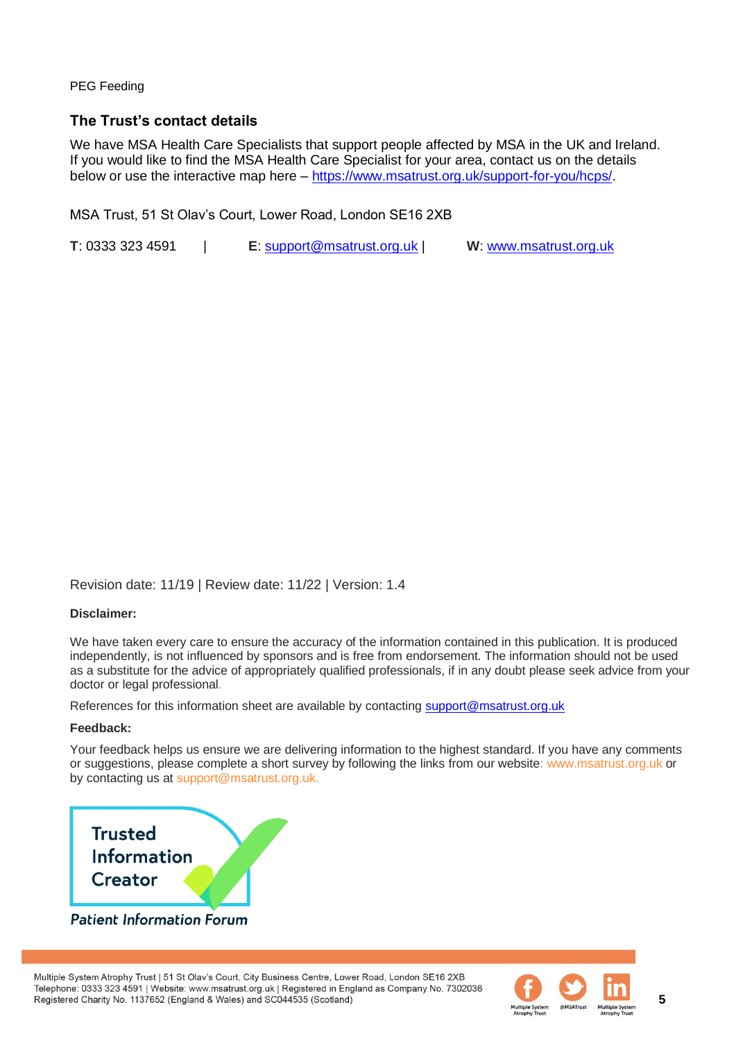## The Trust's contact details

We have MSA Health Care Specialists that support people affected by MSA in the UK and Ireland. If you would like to find the MSA Health Care Specialist for your area, contact us on the details below or use the interactive map here – https://www.msatrust.org.uk/support-for-you/hcps/.

MSA Trust, 51 St Olav's Court, Lower Road, London SE16 2XB

**T**: 0333 323 4591 | **E**: support@msatrust.org.uk | **W**: www.msatrust.org.uk

Revision date: 11/19 | Review date: 11/22 | Version: 1.4

**Disclaimer:**

We have taken every care to ensure the accuracy of the information contained in this publication. It is produced independently, is not influenced by sponsors and is free from endorsement. The information should not be used as a substitute for the advice of appropriately qualified professionals, if in any doubt please seek advice from your doctor or legal professional.

References for this information sheet are available by contacting support@msatrust.org.uk

**Feedback:**

Your feedback helps us ensure we are delivering information to the highest standard. If you have any comments or suggestions, please complete a short survey by following the links from our website: www.msatrust.org.uk or by contacting us at support@msatrust.org.uk.

Trusted Information Creator

*Patient Information Forum*

Multiple System Atrophy Trust | 51 St Olav's Court, City Business Centre, Lower Road, London SE16 2XB
Telephone: 0333 323 4591 | Website: www.msatrust.org.uk | Registered in England as Company No. 7302036
Registered Charity No. 1137652 (England & Wales) and SC044535 (Scotland)